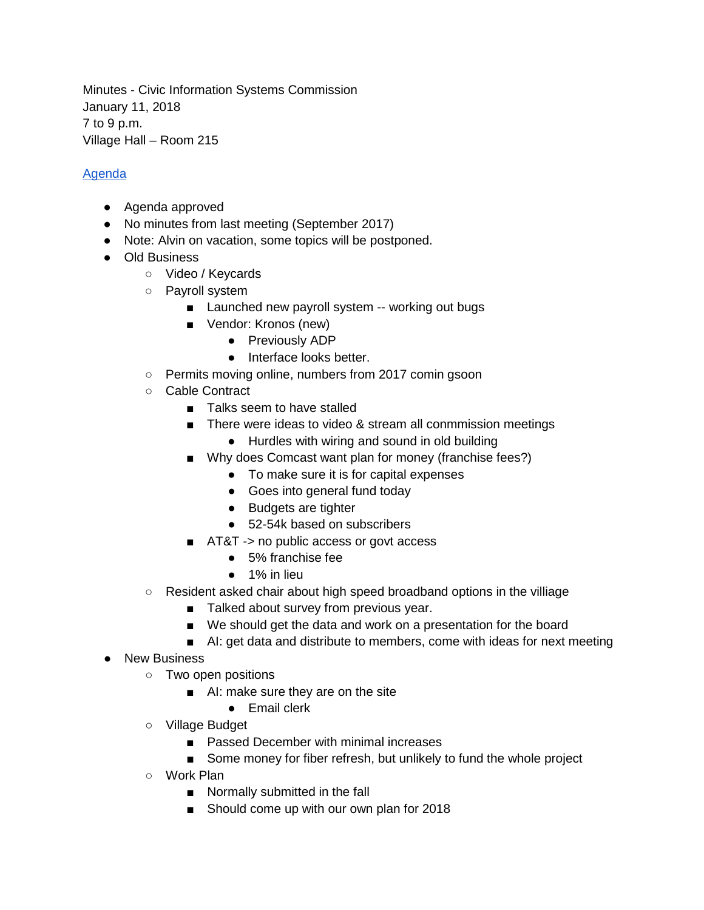Minutes - Civic Information Systems Commission
January 11, 2018
7 to 9 p.m.
Village Hall – Room 215

[Agenda]

- Agenda approved
- No minutes from last meeting (September 2017)
- Note: Alvin on vacation, some topics will be postponed.
- Old Business
  - Video / Keycards
  - Payroll system
    - Launched new payroll system -- working out bugs
    - Vendor: Kronos (new)
      - Previously ADP
      - Interface looks better.
  - Permits moving online, numbers from 2017 comin gsoon
  - Cable Contract
    - Talks seem to have stalled
    - There were ideas to video & stream all conmmission meetings
      - Hurdles with wiring and sound in old building
    - Why does Comcast want plan for money (franchise fees?)
      - To make sure it is for capital expenses
      - Goes into general fund today
      - Budgets are tighter
      - 52-54k based on subscribers
    - AT&T -> no public access or govt access
      - 5% franchise fee
      - 1% in lieu
  - Resident asked chair about high speed broadband options in the villiage
    - Talked about survey from previous year.
    - We should get the data and work on a presentation for the board
    - AI: get data and distribute to members, come with ideas for next meeting
- New Business
  - Two open positions
    - AI: make sure they are on the site
      - Email clerk
  - Village Budget
    - Passed December with minimal increases
    - Some money for fiber refresh, but unlikely to fund the whole project
  - Work Plan
    - Normally submitted in the fall
    - Should come up with our own plan for 2018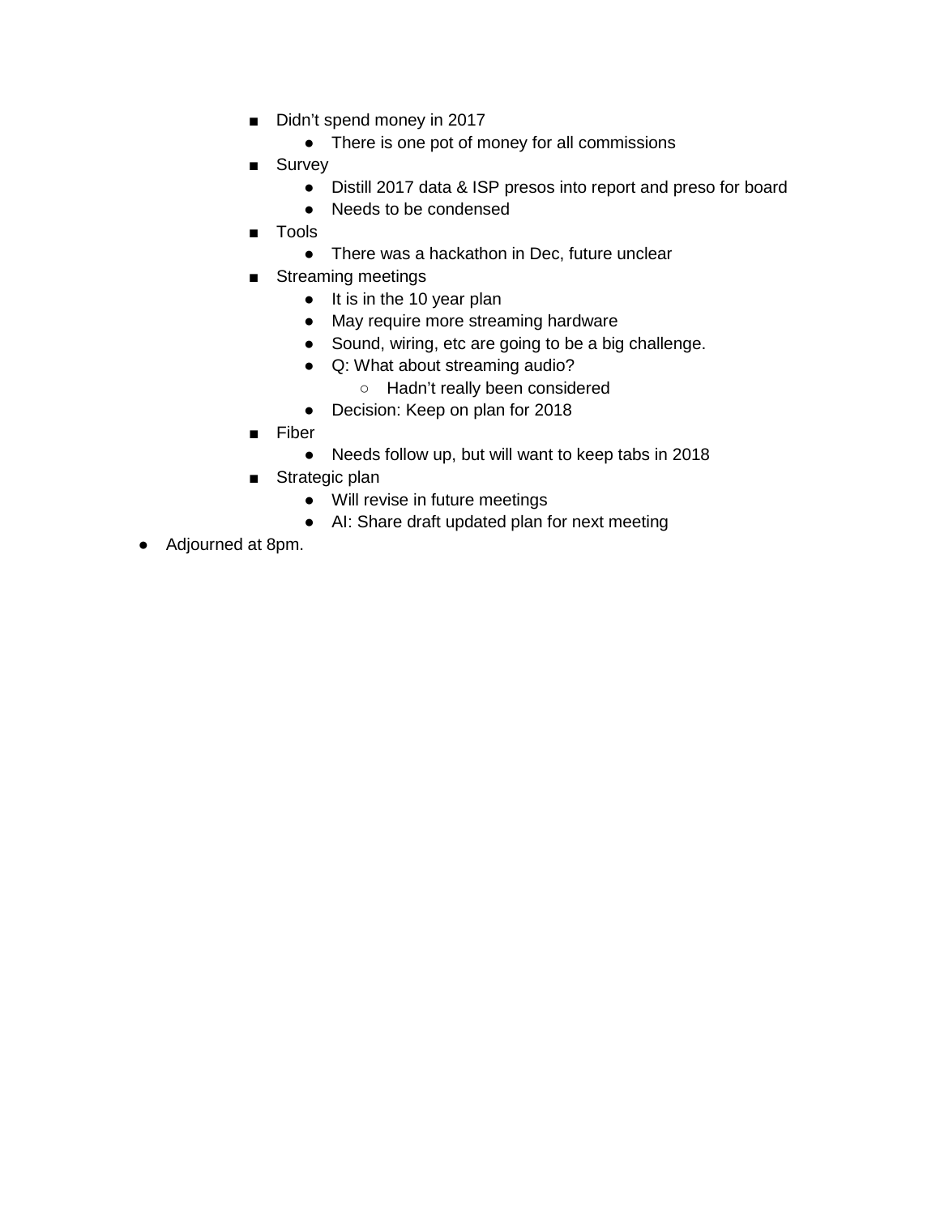- Didn't spend money in 2017
        - There is one pot of money for all commissions
      - Survey
        - Distill 2017 data & ISP presos into report and preso for board
        - Needs to be condensed
      - Tools
        - There was a hackathon in Dec, future unclear
      - Streaming meetings
        - It is in the 10 year plan
        - May require more streaming hardware
        - Sound, wiring, etc are going to be a big challenge.
        - Q: What about streaming audio?
          - Hadn't really been considered
        - Decision: Keep on plan for 2018
      - Fiber
        - Needs follow up, but will want to keep tabs in 2018
      - Strategic plan
        - Will revise in future meetings
        - AI: Share draft updated plan for next meeting
- Adjourned at 8pm.